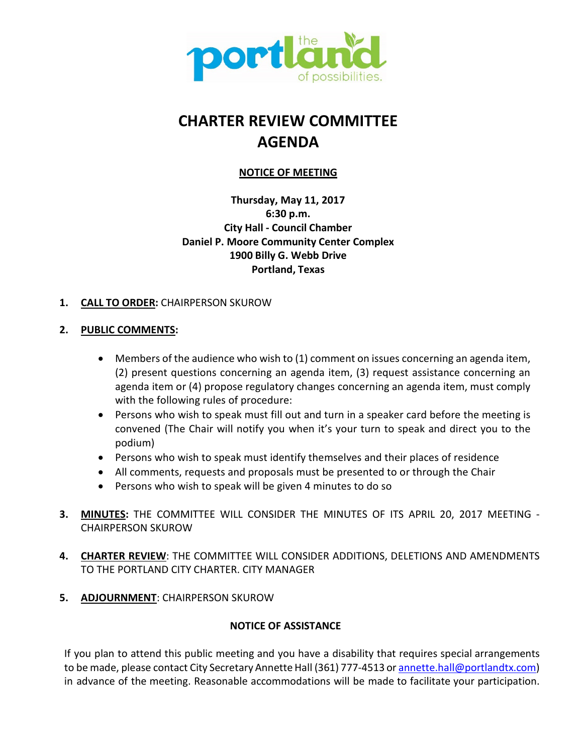the portland of possibilities.

# CHARTER REVIEW COMMITTEE AGENDA

**NOTICE OF MEETING**

**Thursday, May 11, 2017**
**6:30 p.m.**
**City Hall - Council Chamber**
**Daniel P. Moore Community Center Complex**
**1900 Billy G. Webb Drive**
**Portland, Texas**

1. **CALL TO ORDER:** CHAIRPERSON SKUROW

2. **PUBLIC COMMENTS:**
   - Members of the audience who wish to (1) comment on issues concerning an agenda item, (2) present questions concerning an agenda item, (3) request assistance concerning an agenda item or (4) propose regulatory changes concerning an agenda item, must comply with the following rules of procedure:
   - Persons who wish to speak must fill out and turn in a speaker card before the meeting is convened (The Chair will notify you when it's your turn to speak and direct you to the podium)
   - Persons who wish to speak must identify themselves and their places of residence
   - All comments, requests and proposals must be presented to or through the Chair
   - Persons who wish to speak will be given 4 minutes to do so

3. **MINUTES:** THE COMMITTEE WILL CONSIDER THE MINUTES OF ITS APRIL 20, 2017 MEETING - CHAIRPERSON SKUROW

4. **CHARTER REVIEW**: THE COMMITTEE WILL CONSIDER ADDITIONS, DELETIONS AND AMENDMENTS TO THE PORTLAND CITY CHARTER. CITY MANAGER

5. **ADJOURNMENT**: CHAIRPERSON SKUROW

**NOTICE OF ASSISTANCE**

If you plan to attend this public meeting and you have a disability that requires special arrangements to be made, please contact City Secretary Annette Hall (361) 777-4513 or annette.hall@portlandtx.com) in advance of the meeting. Reasonable accommodations will be made to facilitate your participation.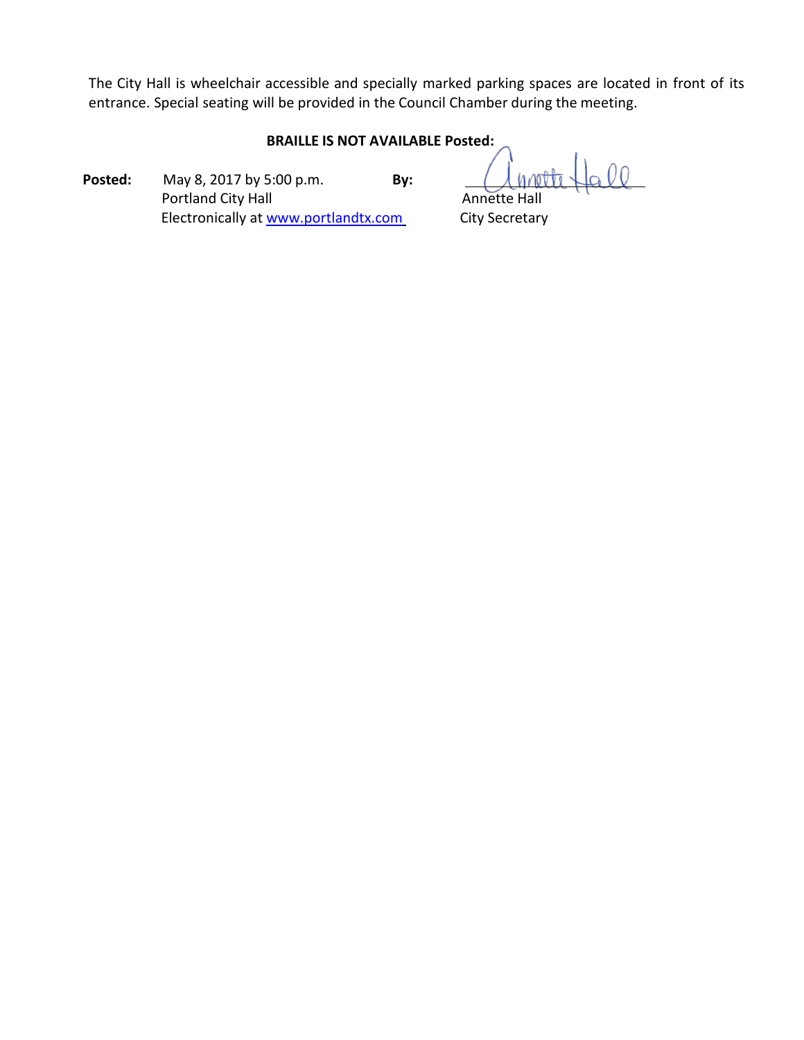The City Hall is wheelchair accessible and specially marked parking spaces are located in front of its entrance. Special seating will be provided in the Council Chamber during the meeting.

**BRAILLE IS NOT AVAILABLE Posted:**

**Posted:** May 8, 2017 by 5:00 p.m.
Portland City Hall
Electronically at www.portlandtx.com

**By:** Annette Hall
Annette Hall
City Secretary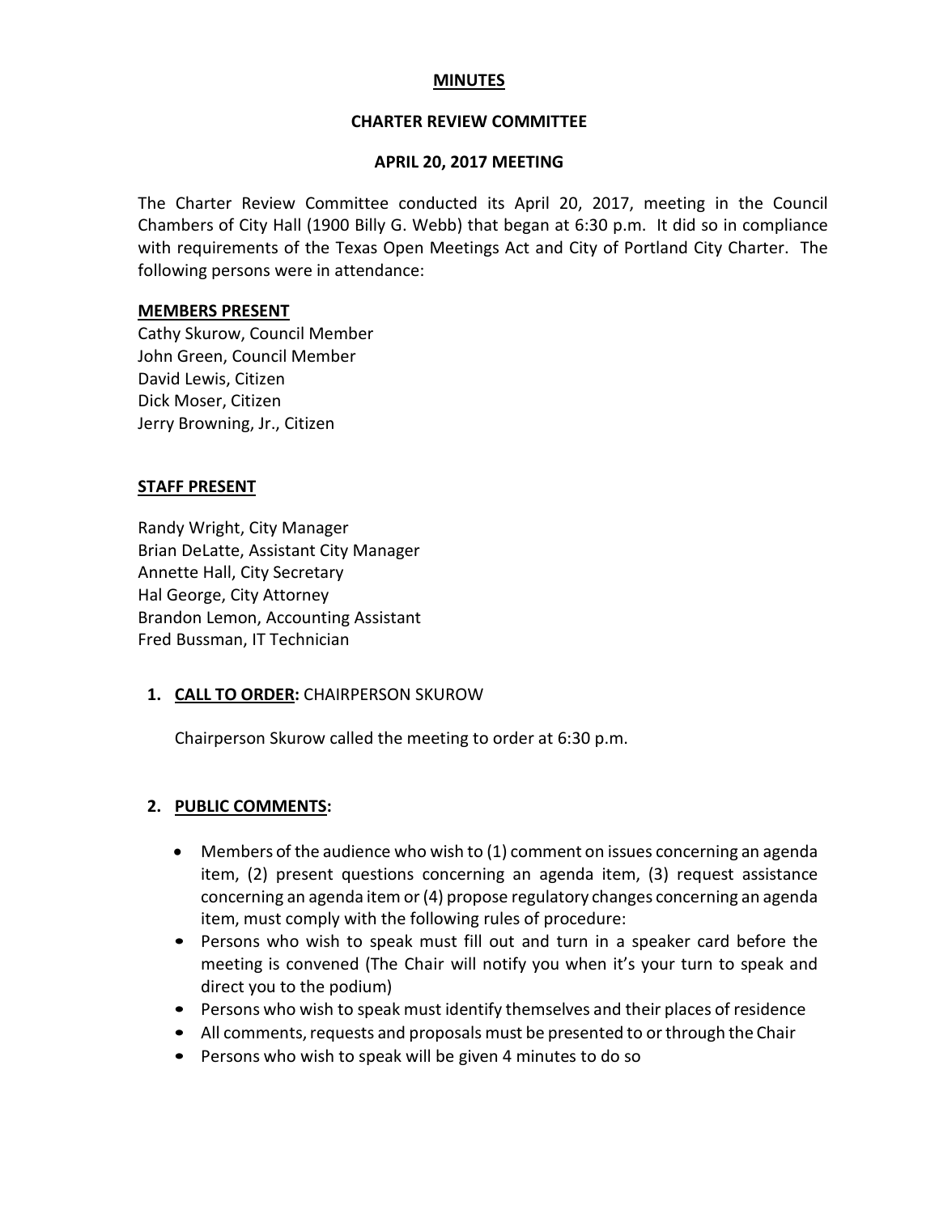**MINUTES**

**CHARTER REVIEW COMMITTEE**

**APRIL 20, 2017 MEETING**

The Charter Review Committee conducted its April 20, 2017, meeting in the Council Chambers of City Hall (1900 Billy G. Webb) that began at 6:30 p.m. It did so in compliance with requirements of the Texas Open Meetings Act and City of Portland City Charter. The following persons were in attendance:

**MEMBERS PRESENT**

Cathy Skurow, Council Member
John Green, Council Member
David Lewis, Citizen
Dick Moser, Citizen
Jerry Browning, Jr., Citizen

**STAFF PRESENT**

Randy Wright, City Manager
Brian DeLatte, Assistant City Manager
Annette Hall, City Secretary
Hal George, City Attorney
Brandon Lemon, Accounting Assistant
Fred Bussman, IT Technician

1. **CALL TO ORDER:** CHAIRPERSON SKUROW

   Chairperson Skurow called the meeting to order at 6:30 p.m.

2. **PUBLIC COMMENTS:**

   - Members of the audience who wish to (1) comment on issues concerning an agenda item, (2) present questions concerning an agenda item, (3) request assistance concerning an agenda item or (4) propose regulatory changes concerning an agenda item, must comply with the following rules of procedure:
   - Persons who wish to speak must fill out and turn in a speaker card before the meeting is convened (The Chair will notify you when it's your turn to speak and direct you to the podium)
   - Persons who wish to speak must identify themselves and their places of residence
   - All comments, requests and proposals must be presented to or through the Chair
   - Persons who wish to speak will be given 4 minutes to do so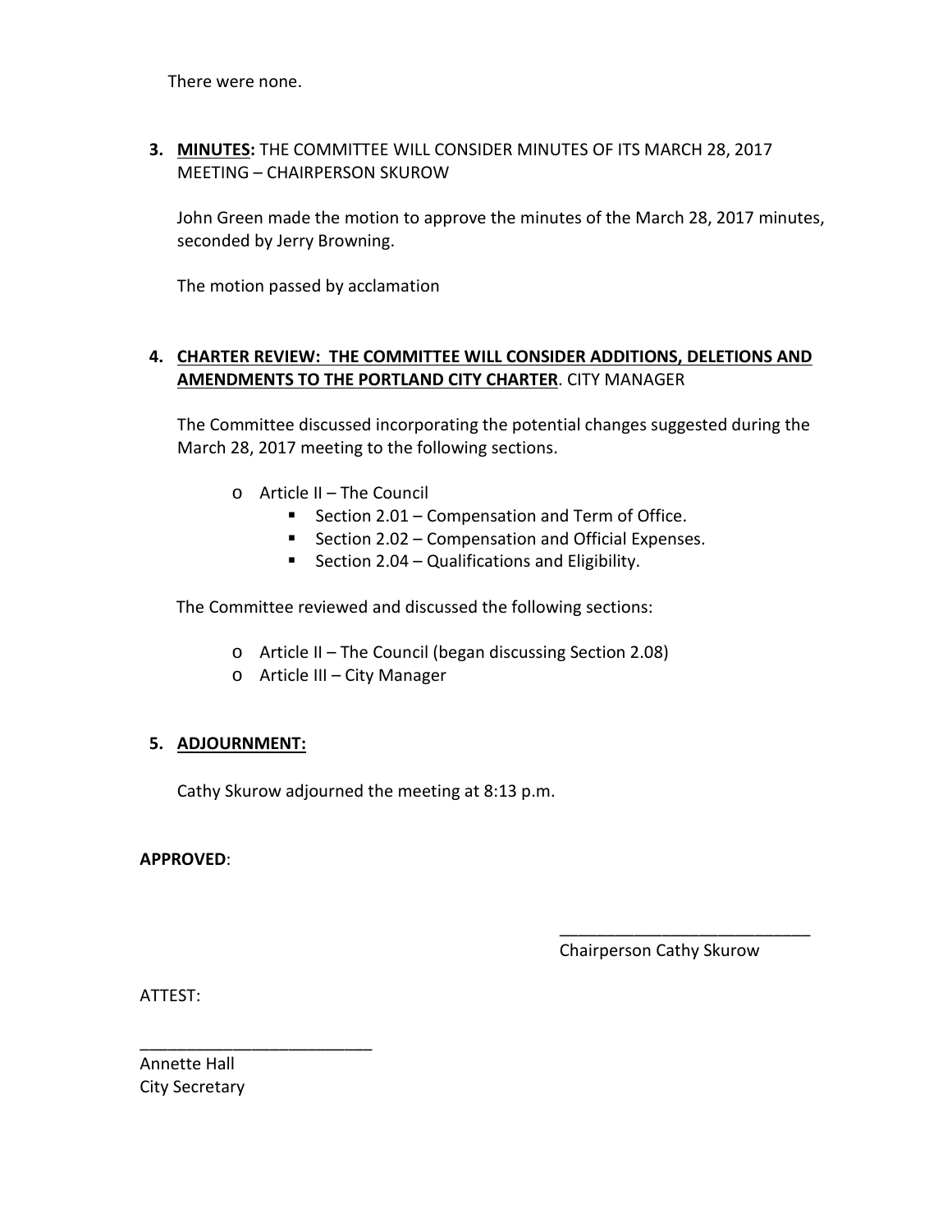There were none.

3. **MINUTES:** THE COMMITTEE WILL CONSIDER MINUTES OF ITS MARCH 28, 2017 MEETING – CHAIRPERSON SKUROW

   John Green made the motion to approve the minutes of the March 28, 2017 minutes, seconded by Jerry Browning.

   The motion passed by acclamation

4. **CHARTER REVIEW: THE COMMITTEE WILL CONSIDER ADDITIONS, DELETIONS AND AMENDMENTS TO THE PORTLAND CITY CHARTER**. CITY MANAGER

   The Committee discussed incorporating the potential changes suggested during the March 28, 2017 meeting to the following sections.

   - Article II – The Council
     - Section 2.01 – Compensation and Term of Office.
     - Section 2.02 – Compensation and Official Expenses.
     - Section 2.04 – Qualifications and Eligibility.

   The Committee reviewed and discussed the following sections:

   - Article II – The Council (began discussing Section 2.08)
   - Article III – City Manager

5. **ADJOURNMENT:**

   Cathy Skurow adjourned the meeting at 8:13 p.m.

**APPROVED**:

___________________________
Chairperson Cathy Skurow

ATTEST:

___________________________
Annette Hall
City Secretary